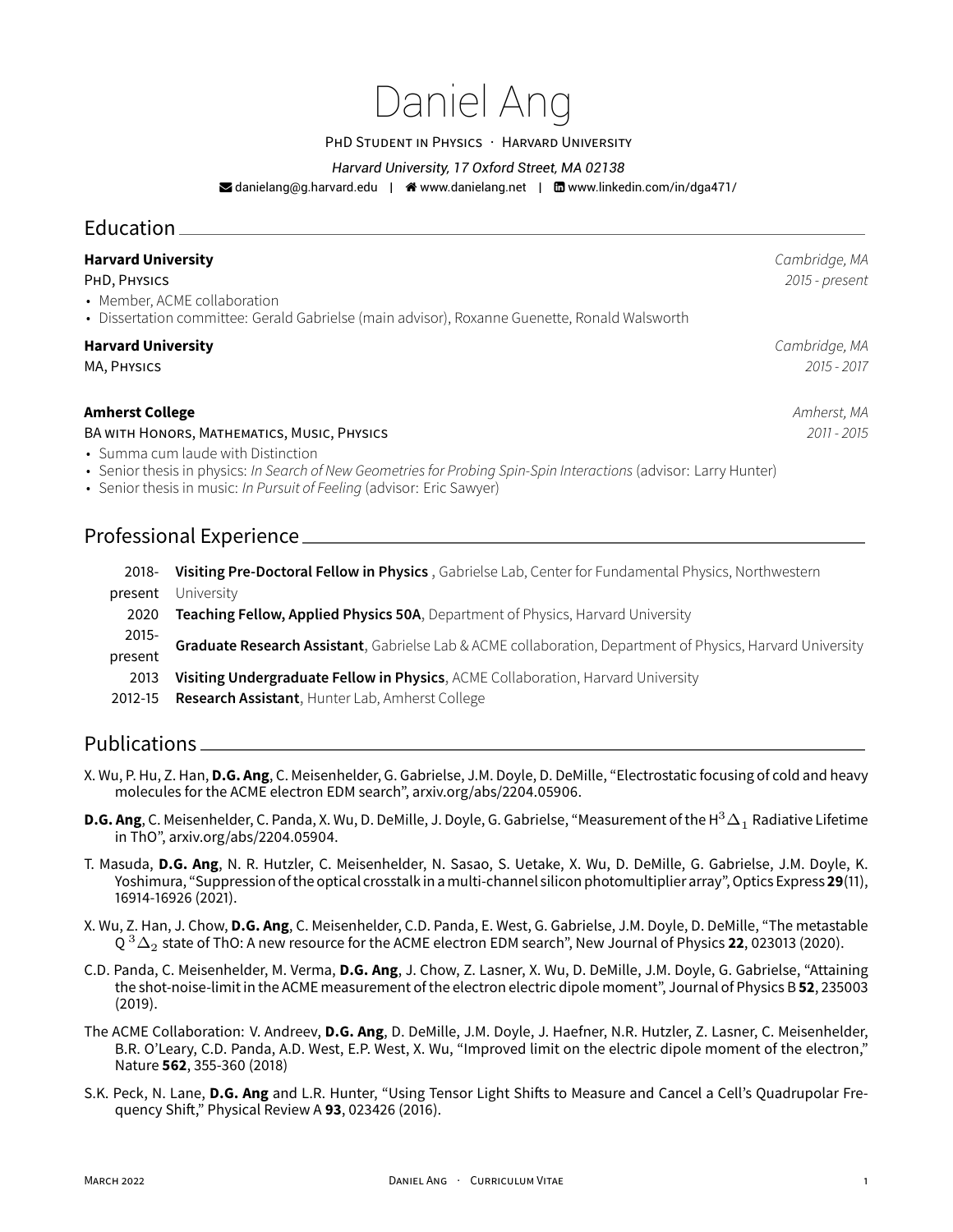# Daniel Ang

PhD Student in Physics · Harvard University

*Harvard University, 17 Oxford Street, MA 02138*

danielang@g.harvard.edu | www.danielang.net | www.linkedin.com/in/dga471/

## Education

**Harvard University** — *Cambridge, MA*
PhD, Physics — *2015 - present*

- Member, ACME collaboration
- Dissertation committee: Gerald Gabrielse (main advisor), Roxanne Guenette, Ronald Walsworth

**Harvard University** — *Cambridge, MA*
MA, Physics — *2015 - 2017*

**Amherst College** — *Amherst, MA*
BA with Honors, Mathematics, Music, Physics — *2011 - 2015*

- Summa cum laude with Distinction
- Senior thesis in physics: *In Search of New Geometries for Probing Spin-Spin Interactions* (advisor: Larry Hunter)
- Senior thesis in music: *In Pursuit of Feeling* (advisor: Eric Sawyer)

## Professional Experience

| | |
|---|---|
| 2018-present | **Visiting Pre-Doctoral Fellow in Physics** , Gabrielse Lab, Center for Fundamental Physics, Northwestern University |
| 2020 | **Teaching Fellow, Applied Physics 50A**, Department of Physics, Harvard University |
| 2015-present | **Graduate Research Assistant**, Gabrielse Lab & ACME collaboration, Department of Physics, Harvard University |
| 2013 | **Visiting Undergraduate Fellow in Physics**, ACME Collaboration, Harvard University |
| 2012-15 | **Research Assistant**, Hunter Lab, Amherst College |

## Publications

X. Wu, P. Hu, Z. Han, **D.G. Ang**, C. Meisenhelder, G. Gabrielse, J.M. Doyle, D. DeMille, "Electrostatic focusing of cold and heavy molecules for the ACME electron EDM search", arxiv.org/abs/2204.05906.

**D.G. Ang**, C. Meisenhelder, C. Panda, X. Wu, D. DeMille, J. Doyle, G. Gabrielse, "Measurement of the H$^3\Delta_1$ Radiative Lifetime in ThO", arxiv.org/abs/2204.05904.

T. Masuda, **D.G. Ang**, N. R. Hutzler, C. Meisenhelder, N. Sasao, S. Uetake, X. Wu, D. DeMille, G. Gabrielse, J.M. Doyle, K. Yoshimura, "Suppression of the optical crosstalk in a multi-channel silicon photomultiplier array", Optics Express **29**(11), 16914-16926 (2021).

X. Wu, Z. Han, J. Chow, **D.G. Ang**, C. Meisenhelder, C.D. Panda, E. West, G. Gabrielse, J.M. Doyle, D. DeMille, "The metastable Q $^3\Delta_2$ state of ThO: A new resource for the ACME electron EDM search", New Journal of Physics **22**, 023013 (2020).

C.D. Panda, C. Meisenhelder, M. Verma, **D.G. Ang**, J. Chow, Z. Lasner, X. Wu, D. DeMille, J.M. Doyle, G. Gabrielse, "Attaining the shot-noise-limit in the ACME measurement of the electron electric dipole moment", Journal of Physics B **52**, 235003 (2019).

The ACME Collaboration: V. Andreev, **D.G. Ang**, D. DeMille, J.M. Doyle, J. Haefner, N.R. Hutzler, Z. Lasner, C. Meisenhelder, B.R. O'Leary, C.D. Panda, A.D. West, E.P. West, X. Wu, "Improved limit on the electric dipole moment of the electron," Nature **562**, 355-360 (2018)

S.K. Peck, N. Lane, **D.G. Ang** and L.R. Hunter, "Using Tensor Light Shifts to Measure and Cancel a Cell's Quadrupolar Frequency Shift," Physical Review A **93**, 023426 (2016).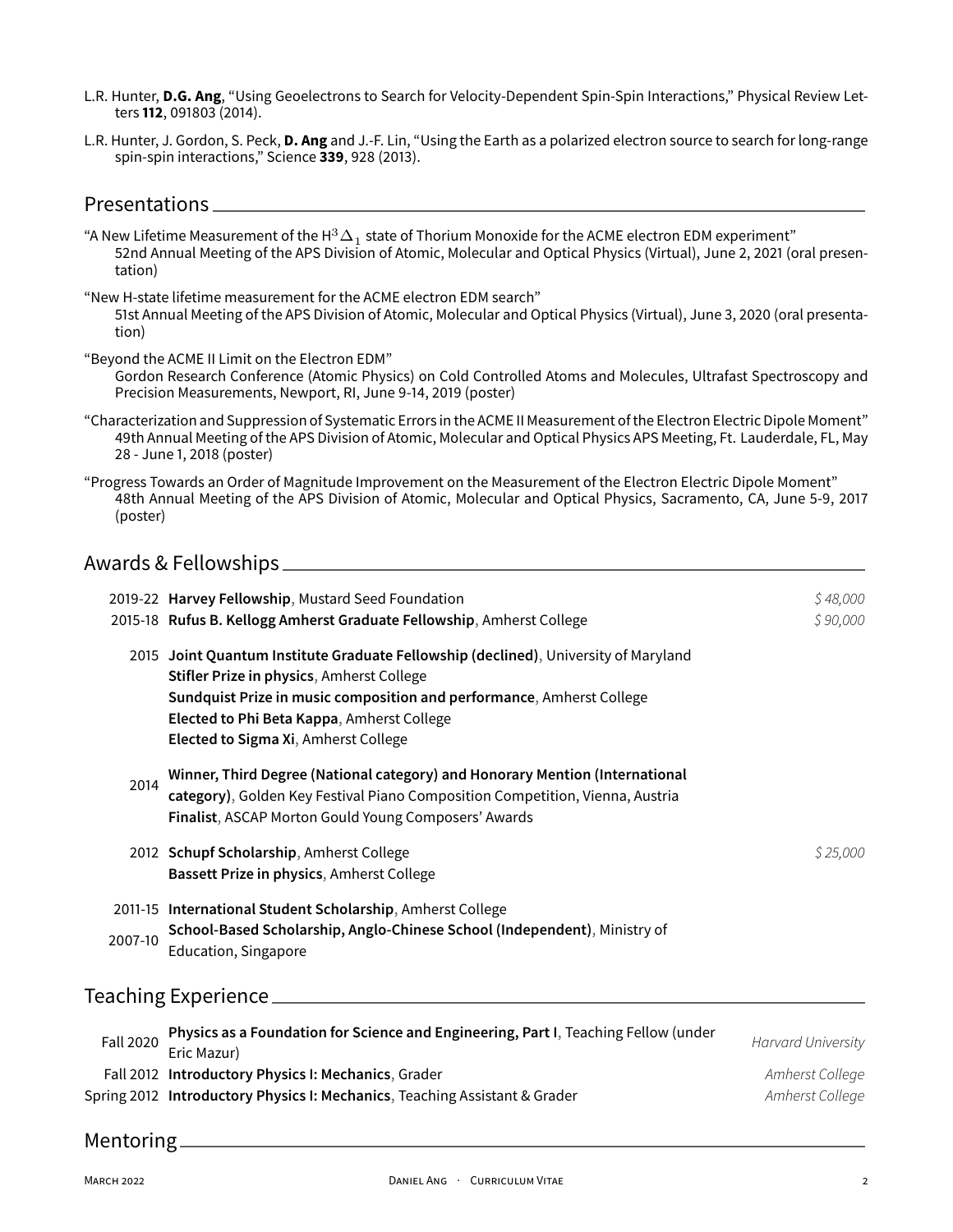L.R. Hunter, **D.G. Ang**, "Using Geoelectrons to Search for Velocity-Dependent Spin-Spin Interactions," Physical Review Letters **112**, 091803 (2014).

L.R. Hunter, J. Gordon, S. Peck, **D. Ang** and J.-F. Lin, "Using the Earth as a polarized electron source to search for long-range spin-spin interactions," Science **339**, 928 (2013).

## Presentations

"A New Lifetime Measurement of the $H^3\Delta_1$ state of Thorium Monoxide for the ACME electron EDM experiment"
52nd Annual Meeting of the APS Division of Atomic, Molecular and Optical Physics (Virtual), June 2, 2021 (oral presentation)

"New H-state lifetime measurement for the ACME electron EDM search"
51st Annual Meeting of the APS Division of Atomic, Molecular and Optical Physics (Virtual), June 3, 2020 (oral presentation)

"Beyond the ACME II Limit on the Electron EDM"
Gordon Research Conference (Atomic Physics) on Cold Controlled Atoms and Molecules, Ultrafast Spectroscopy and Precision Measurements, Newport, RI, June 9-14, 2019 (poster)

"Characterization and Suppression of Systematic Errors in the ACME II Measurement of the Electron Electric Dipole Moment"
49th Annual Meeting of the APS Division of Atomic, Molecular and Optical Physics APS Meeting, Ft. Lauderdale, FL, May 28 - June 1, 2018 (poster)

"Progress Towards an Order of Magnitude Improvement on the Measurement of the Electron Electric Dipole Moment"
48th Annual Meeting of the APS Division of Atomic, Molecular and Optical Physics, Sacramento, CA, June 5-9, 2017 (poster)

## Awards & Fellowships

| | | |
|---|---|---|
| 2019-22 | **Harvey Fellowship**, Mustard Seed Foundation | *$ 48,000* |
| 2015-18 | **Rufus B. Kellogg Amherst Graduate Fellowship**, Amherst College | *$ 90,000* |
| 2015 | **Joint Quantum Institute Graduate Fellowship (declined)**, University of Maryland | |
| | **Stifler Prize in physics**, Amherst College | |
| | **Sundquist Prize in music composition and performance**, Amherst College | |
| | **Elected to Phi Beta Kappa**, Amherst College | |
| | **Elected to Sigma Xi**, Amherst College | |
| 2014 | **Winner, Third Degree (National category) and Honorary Mention (International category)**, Golden Key Festival Piano Composition Competition, Vienna, Austria | |
| | **Finalist**, ASCAP Morton Gould Young Composers' Awards | |
| 2012 | **Schupf Scholarship**, Amherst College | *$ 25,000* |
| | **Bassett Prize in physics**, Amherst College | |
| 2011-15 | **International Student Scholarship**, Amherst College | |
| 2007-10 | **School-Based Scholarship, Anglo-Chinese School (Independent)**, Ministry of Education, Singapore | |

## Teaching Experience

| | | |
|---|---|---|
| Fall 2020 | **Physics as a Foundation for Science and Engineering, Part I**, Teaching Fellow (under Eric Mazur) | *Harvard University* |
| Fall 2012 | **Introductory Physics I: Mechanics**, Grader | *Amherst College* |
| Spring 2012 | **Introductory Physics I: Mechanics**, Teaching Assistant & Grader | *Amherst College* |

## Mentoring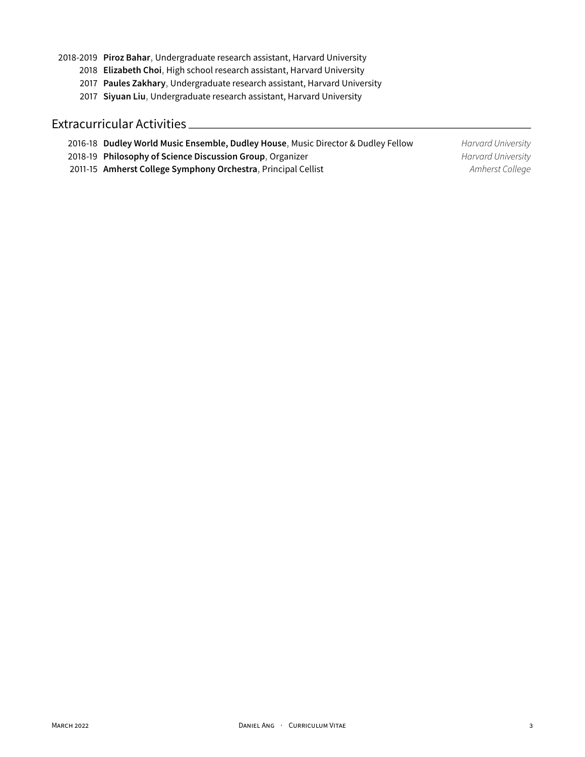2018-2019 **Piroz Bahar**, Undergraduate research assistant, Harvard University
2018 **Elizabeth Choi**, High school research assistant, Harvard University
2017 **Paules Zakhary**, Undergraduate research assistant, Harvard University
2017 **Siyuan Liu**, Undergraduate research assistant, Harvard University

## Extracurricular Activities

2016-18 **Dudley World Music Ensemble, Dudley House**, Music Director & Dudley Fellow *Harvard University*
2018-19 **Philosophy of Science Discussion Group**, Organizer *Harvard University*
2011-15 **Amherst College Symphony Orchestra**, Principal Cellist *Amherst College*